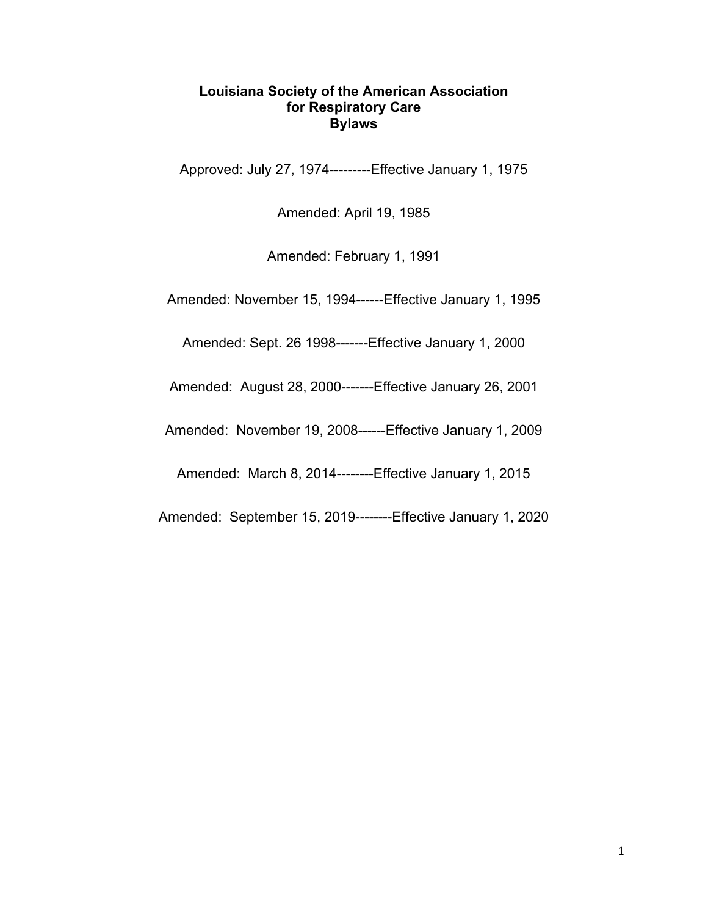# Louisiana Society of the American Association for Respiratory Care Bylaws

Approved: July 27, 1974---------Effective January 1, 1975

Amended: April 19, 1985

Amended: February 1, 1991

Amended: November 15, 1994------Effective January 1, 1995

Amended: Sept. 26 1998-------Effective January 1, 2000

Amended: August 28, 2000-------Effective January 26, 2001

Amended: November 19, 2008------Effective January 1, 2009

Amended: March 8, 2014--------Effective January 1, 2015

Amended: September 15, 2019--------Effective January 1, 2020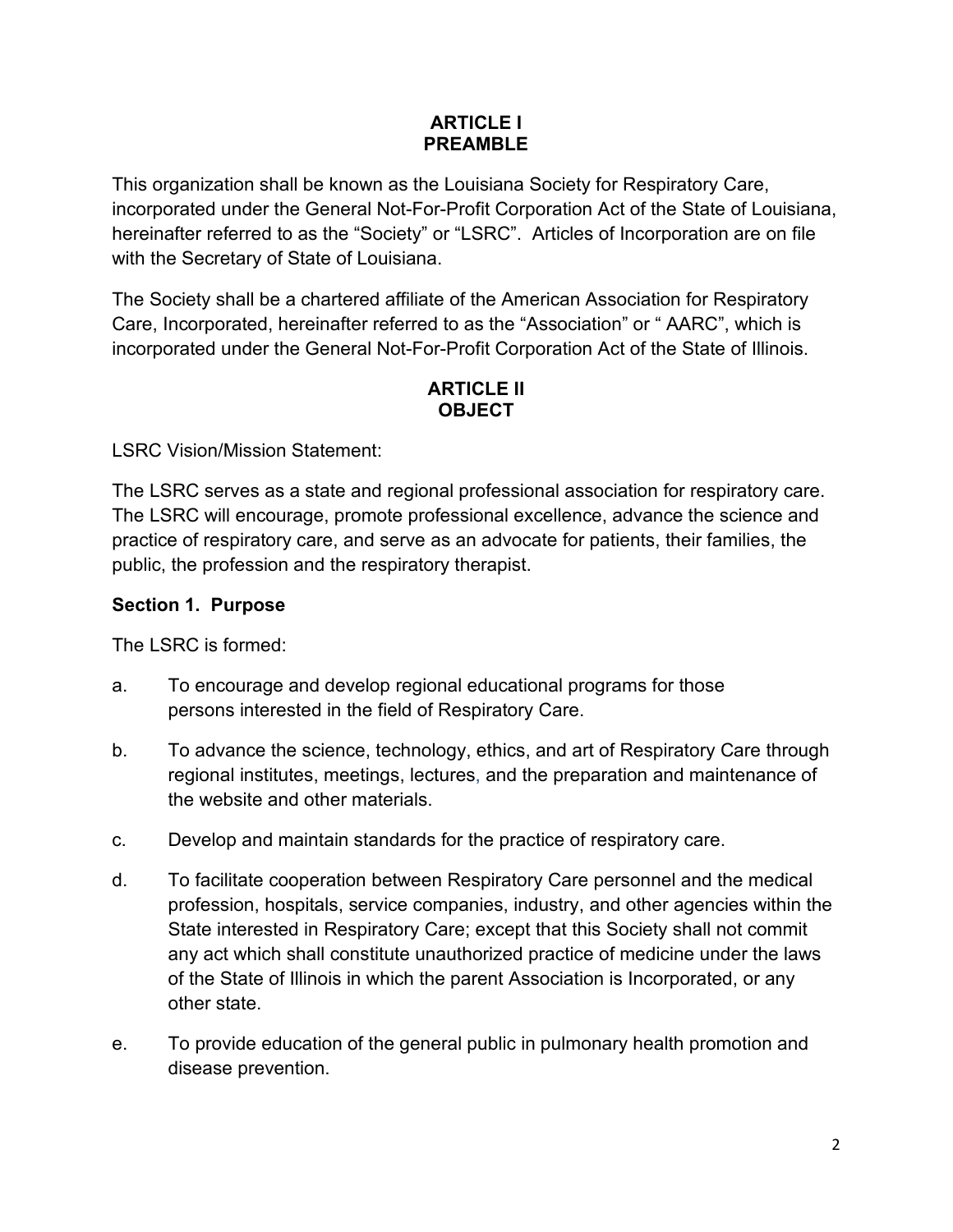## ARTICLE I
## PREAMBLE

This organization shall be known as the Louisiana Society for Respiratory Care, incorporated under the General Not-For-Profit Corporation Act of the State of Louisiana, hereinafter referred to as the "Society" or "LSRC". Articles of Incorporation are on file with the Secretary of State of Louisiana.

The Society shall be a chartered affiliate of the American Association for Respiratory Care, Incorporated, hereinafter referred to as the "Association" or " AARC", which is incorporated under the General Not-For-Profit Corporation Act of the State of Illinois.

## ARTICLE II
## OBJECT

LSRC Vision/Mission Statement:

The LSRC serves as a state and regional professional association for respiratory care. The LSRC will encourage, promote professional excellence, advance the science and practice of respiratory care, and serve as an advocate for patients, their families, the public, the profession and the respiratory therapist.

### Section 1. Purpose

The LSRC is formed:

a. To encourage and develop regional educational programs for those persons interested in the field of Respiratory Care.

b. To advance the science, technology, ethics, and art of Respiratory Care through regional institutes, meetings, lectures, and the preparation and maintenance of the website and other materials.

c. Develop and maintain standards for the practice of respiratory care.

d. To facilitate cooperation between Respiratory Care personnel and the medical profession, hospitals, service companies, industry, and other agencies within the State interested in Respiratory Care; except that this Society shall not commit any act which shall constitute unauthorized practice of medicine under the laws of the State of Illinois in which the parent Association is Incorporated, or any other state.

e. To provide education of the general public in pulmonary health promotion and disease prevention.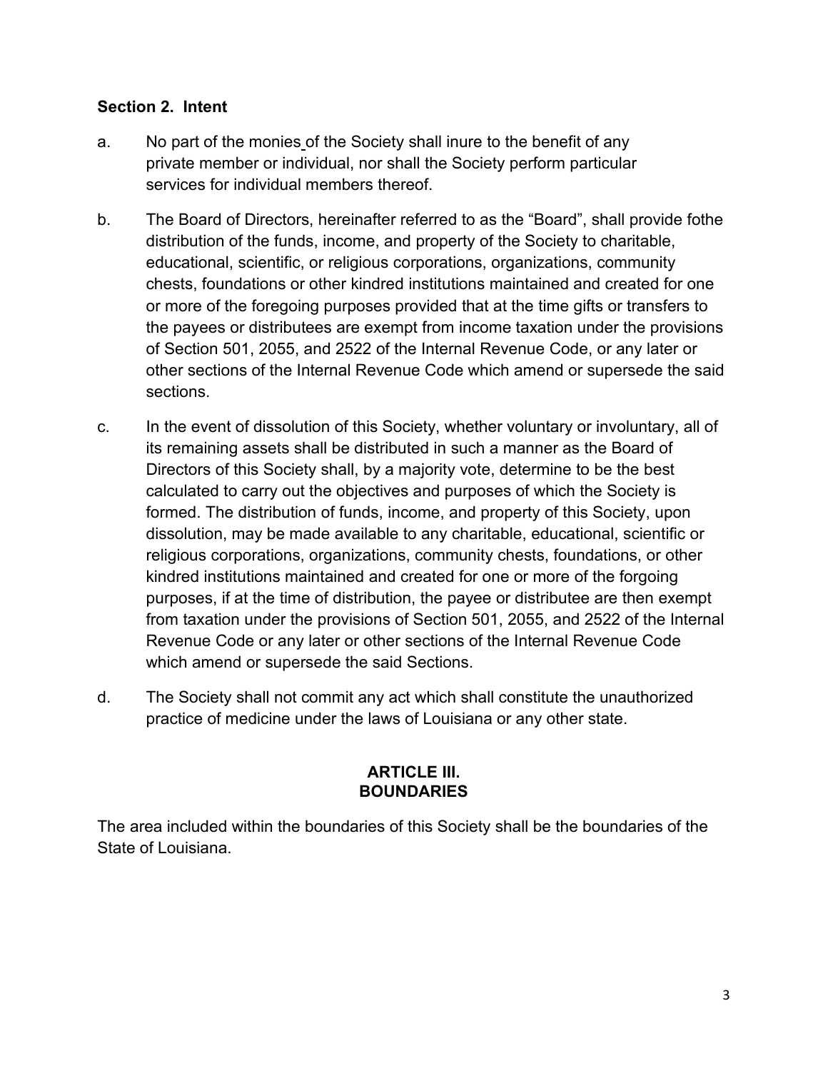**Section 2. Intent**

a. No part of the monies of the Society shall inure to the benefit of any private member or individual, nor shall the Society perform particular services for individual members thereof.

b. The Board of Directors, hereinafter referred to as the "Board", shall provide fothe distribution of the funds, income, and property of the Society to charitable, educational, scientific, or religious corporations, organizations, community chests, foundations or other kindred institutions maintained and created for one or more of the foregoing purposes provided that at the time gifts or transfers to the payees or distributees are exempt from income taxation under the provisions of Section 501, 2055, and 2522 of the Internal Revenue Code, or any later or other sections of the Internal Revenue Code which amend or supersede the said sections.

c. In the event of dissolution of this Society, whether voluntary or involuntary, all of its remaining assets shall be distributed in such a manner as the Board of Directors of this Society shall, by a majority vote, determine to be the best calculated to carry out the objectives and purposes of which the Society is formed. The distribution of funds, income, and property of this Society, upon dissolution, may be made available to any charitable, educational, scientific or religious corporations, organizations, community chests, foundations, or other kindred institutions maintained and created for one or more of the forgoing purposes, if at the time of distribution, the payee or distributee are then exempt from taxation under the provisions of Section 501, 2055, and 2522 of the Internal Revenue Code or any later or other sections of the Internal Revenue Code which amend or supersede the said Sections.

d. The Society shall not commit any act which shall constitute the unauthorized practice of medicine under the laws of Louisiana or any other state.

## ARTICLE III. BOUNDARIES

The area included within the boundaries of this Society shall be the boundaries of the State of Louisiana.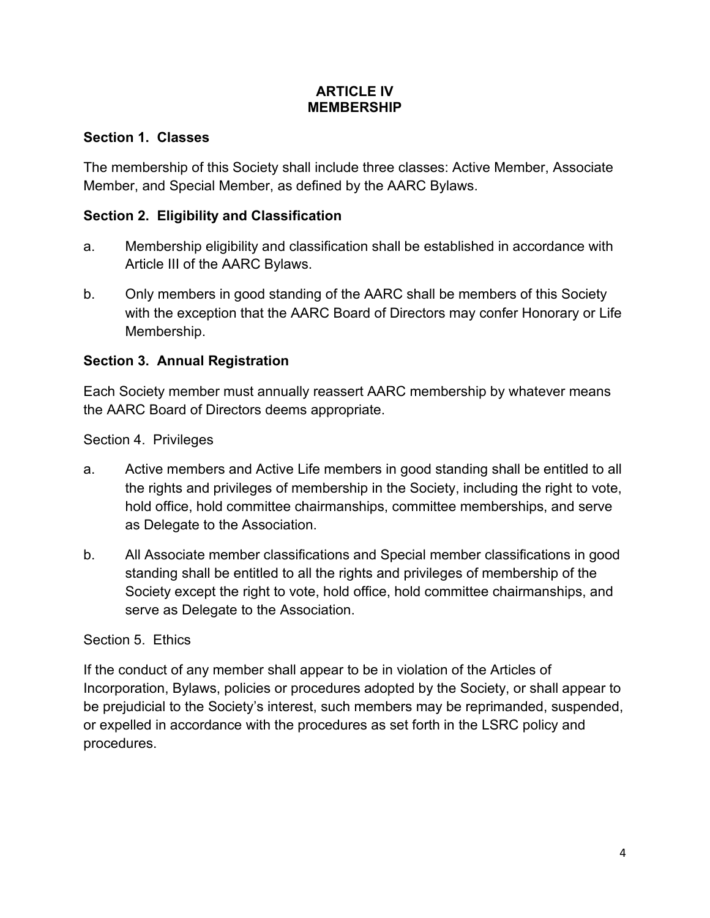# ARTICLE IV
# MEMBERSHIP

**Section 1. Classes**

The membership of this Society shall include three classes: Active Member, Associate Member, and Special Member, as defined by the AARC Bylaws.

**Section 2. Eligibility and Classification**

a. Membership eligibility and classification shall be established in accordance with Article III of the AARC Bylaws.

b. Only members in good standing of the AARC shall be members of this Society with the exception that the AARC Board of Directors may confer Honorary or Life Membership.

**Section 3. Annual Registration**

Each Society member must annually reassert AARC membership by whatever means the AARC Board of Directors deems appropriate.

Section 4. Privileges

a. Active members and Active Life members in good standing shall be entitled to all the rights and privileges of membership in the Society, including the right to vote, hold office, hold committee chairmanships, committee memberships, and serve as Delegate to the Association.

b. All Associate member classifications and Special member classifications in good standing shall be entitled to all the rights and privileges of membership of the Society except the right to vote, hold office, hold committee chairmanships, and serve as Delegate to the Association.

Section 5. Ethics

If the conduct of any member shall appear to be in violation of the Articles of Incorporation, Bylaws, policies or procedures adopted by the Society, or shall appear to be prejudicial to the Society's interest, such members may be reprimanded, suspended, or expelled in accordance with the procedures as set forth in the LSRC policy and procedures.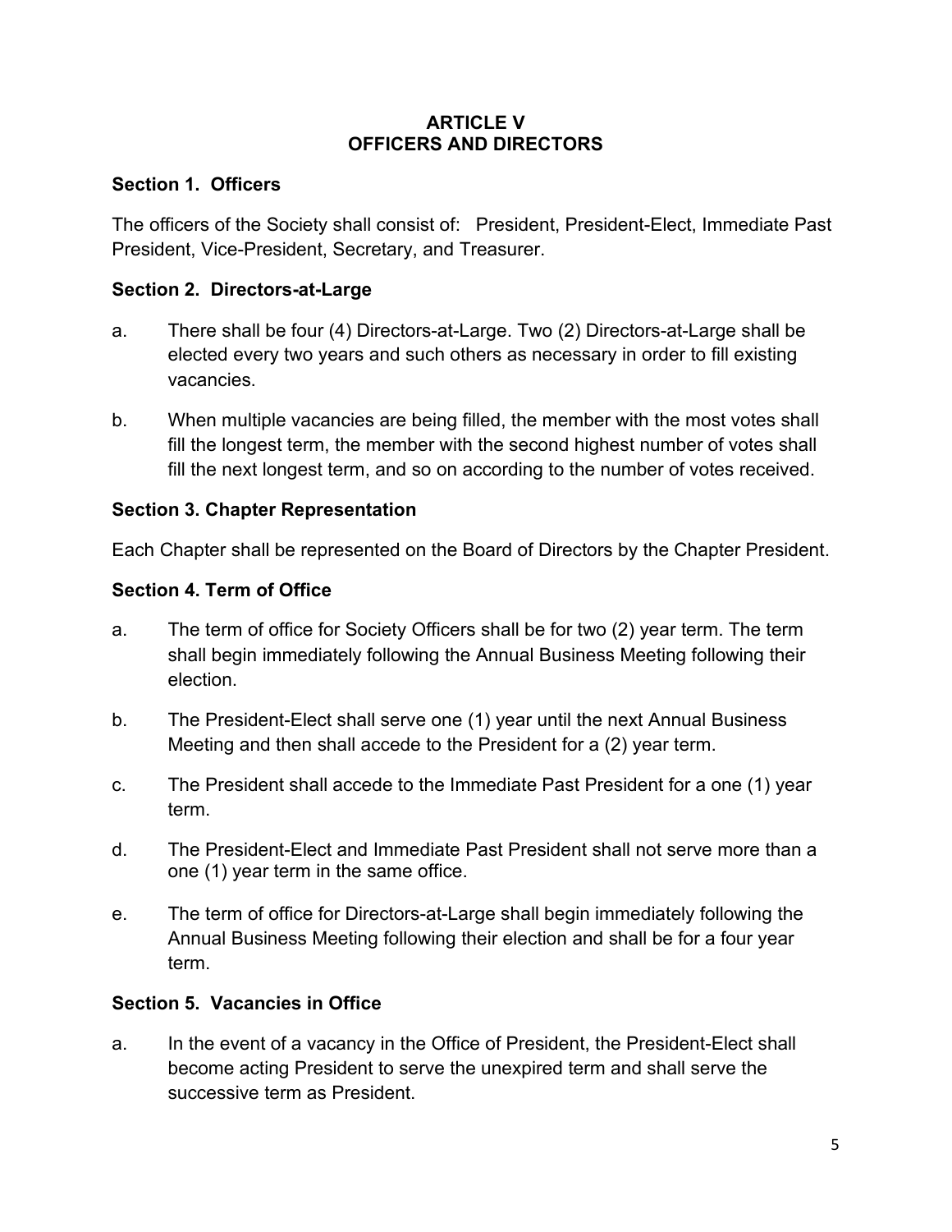## ARTICLE V
## OFFICERS AND DIRECTORS

### Section 1. Officers

The officers of the Society shall consist of: President, President-Elect, Immediate Past President, Vice-President, Secretary, and Treasurer.

### Section 2. Directors-at-Large

a. There shall be four (4) Directors-at-Large. Two (2) Directors-at-Large shall be elected every two years and such others as necessary in order to fill existing vacancies.

b. When multiple vacancies are being filled, the member with the most votes shall fill the longest term, the member with the second highest number of votes shall fill the next longest term, and so on according to the number of votes received.

### Section 3. Chapter Representation

Each Chapter shall be represented on the Board of Directors by the Chapter President.

### Section 4. Term of Office

a. The term of office for Society Officers shall be for two (2) year term. The term shall begin immediately following the Annual Business Meeting following their election.

b. The President-Elect shall serve one (1) year until the next Annual Business Meeting and then shall accede to the President for a (2) year term.

c. The President shall accede to the Immediate Past President for a one (1) year term.

d. The President-Elect and Immediate Past President shall not serve more than a one (1) year term in the same office.

e. The term of office for Directors-at-Large shall begin immediately following the Annual Business Meeting following their election and shall be for a four year term.

### Section 5. Vacancies in Office

a. In the event of a vacancy in the Office of President, the President-Elect shall become acting President to serve the unexpired term and shall serve the successive term as President.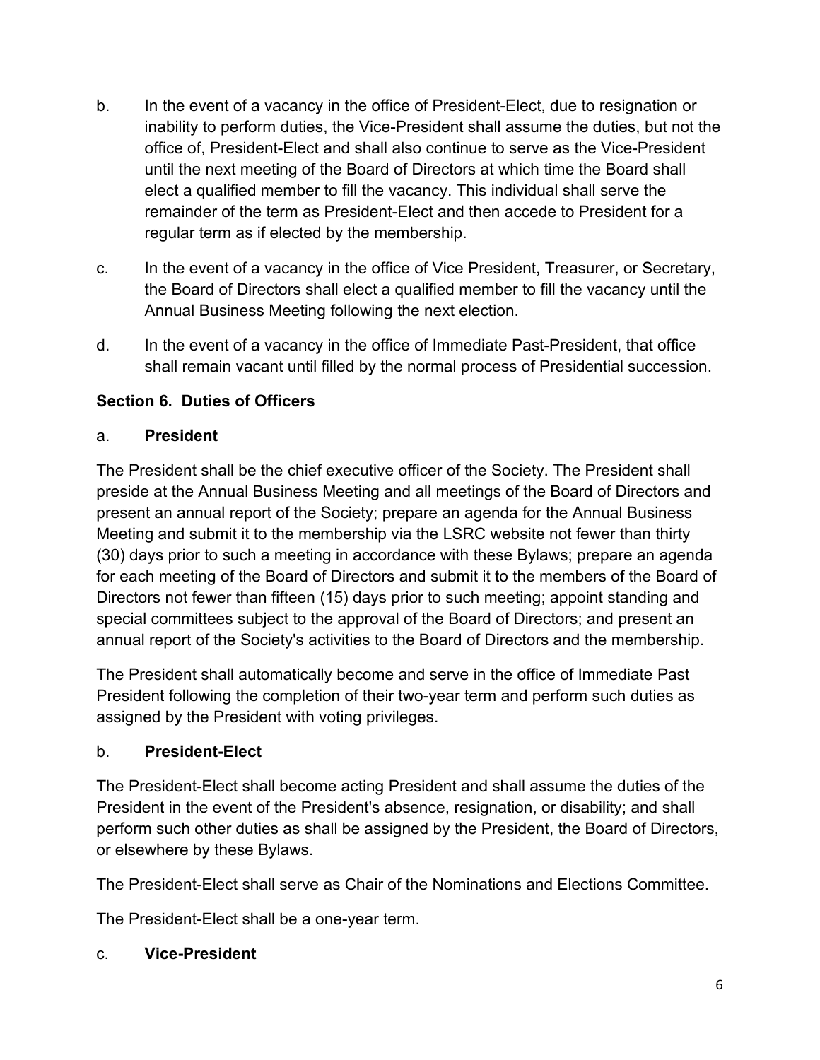b. In the event of a vacancy in the office of President-Elect, due to resignation or inability to perform duties, the Vice-President shall assume the duties, but not the office of, President-Elect and shall also continue to serve as the Vice-President until the next meeting of the Board of Directors at which time the Board shall elect a qualified member to fill the vacancy. This individual shall serve the remainder of the term as President-Elect and then accede to President for a regular term as if elected by the membership.

c. In the event of a vacancy in the office of Vice President, Treasurer, or Secretary, the Board of Directors shall elect a qualified member to fill the vacancy until the Annual Business Meeting following the next election.

d. In the event of a vacancy in the office of Immediate Past-President, that office shall remain vacant until filled by the normal process of Presidential succession.

### Section 6. Duties of Officers

a. **President**

The President shall be the chief executive officer of the Society. The President shall preside at the Annual Business Meeting and all meetings of the Board of Directors and present an annual report of the Society; prepare an agenda for the Annual Business Meeting and submit it to the membership via the LSRC website not fewer than thirty (30) days prior to such a meeting in accordance with these Bylaws; prepare an agenda for each meeting of the Board of Directors and submit it to the members of the Board of Directors not fewer than fifteen (15) days prior to such meeting; appoint standing and special committees subject to the approval of the Board of Directors; and present an annual report of the Society's activities to the Board of Directors and the membership.

The President shall automatically become and serve in the office of Immediate Past President following the completion of their two-year term and perform such duties as assigned by the President with voting privileges.

b. **President-Elect**

The President-Elect shall become acting President and shall assume the duties of the President in the event of the President's absence, resignation, or disability; and shall perform such other duties as shall be assigned by the President, the Board of Directors, or elsewhere by these Bylaws.

The President-Elect shall serve as Chair of the Nominations and Elections Committee.

The President-Elect shall be a one-year term.

c. **Vice-President**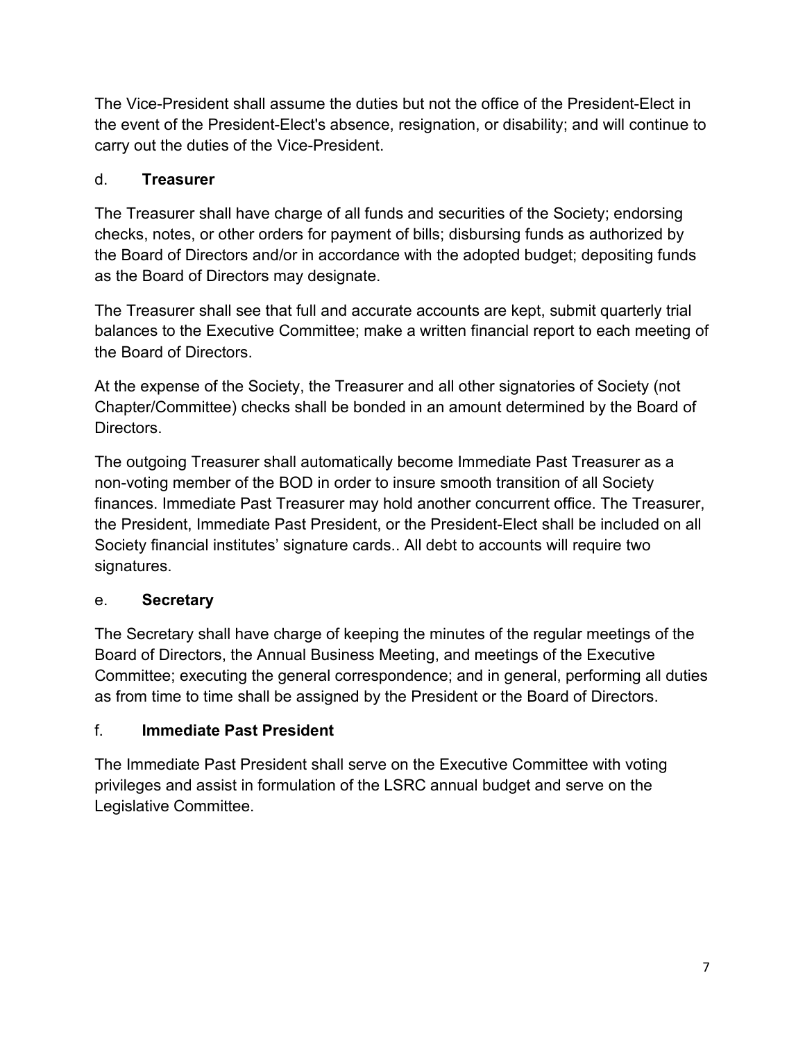The Vice-President shall assume the duties but not the office of the President-Elect in the event of the President-Elect's absence, resignation, or disability; and will continue to carry out the duties of the Vice-President.

d. **Treasurer**

The Treasurer shall have charge of all funds and securities of the Society; endorsing checks, notes, or other orders for payment of bills; disbursing funds as authorized by the Board of Directors and/or in accordance with the adopted budget; depositing funds as the Board of Directors may designate.

The Treasurer shall see that full and accurate accounts are kept, submit quarterly trial balances to the Executive Committee; make a written financial report to each meeting of the Board of Directors.

At the expense of the Society, the Treasurer and all other signatories of Society (not Chapter/Committee) checks shall be bonded in an amount determined by the Board of Directors.

The outgoing Treasurer shall automatically become Immediate Past Treasurer as a non-voting member of the BOD in order to insure smooth transition of all Society finances. Immediate Past Treasurer may hold another concurrent office. The Treasurer, the President, Immediate Past President, or the President-Elect shall be included on all Society financial institutes' signature cards.. All debt to accounts will require two signatures.

e. **Secretary**

The Secretary shall have charge of keeping the minutes of the regular meetings of the Board of Directors, the Annual Business Meeting, and meetings of the Executive Committee; executing the general correspondence; and in general, performing all duties as from time to time shall be assigned by the President or the Board of Directors.

f. **Immediate Past President**

The Immediate Past President shall serve on the Executive Committee with voting privileges and assist in formulation of the LSRC annual budget and serve on the Legislative Committee.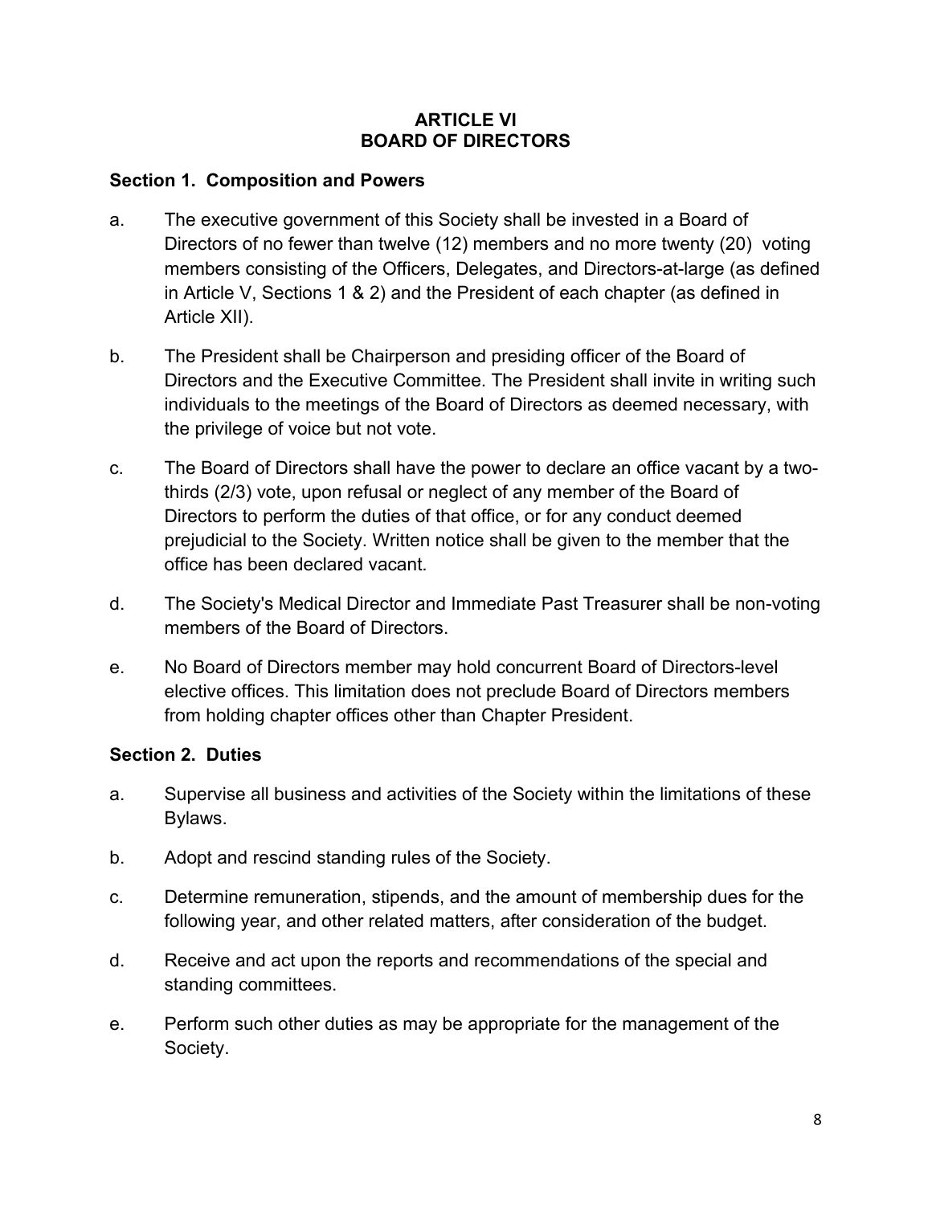# ARTICLE VI
# BOARD OF DIRECTORS

## Section 1. Composition and Powers

a. The executive government of this Society shall be invested in a Board of Directors of no fewer than twelve (12) members and no more twenty (20) voting members consisting of the Officers, Delegates, and Directors-at-large (as defined in Article V, Sections 1 & 2) and the President of each chapter (as defined in Article XII).

b. The President shall be Chairperson and presiding officer of the Board of Directors and the Executive Committee. The President shall invite in writing such individuals to the meetings of the Board of Directors as deemed necessary, with the privilege of voice but not vote.

c. The Board of Directors shall have the power to declare an office vacant by a two-thirds (2/3) vote, upon refusal or neglect of any member of the Board of Directors to perform the duties of that office, or for any conduct deemed prejudicial to the Society. Written notice shall be given to the member that the office has been declared vacant.

d. The Society's Medical Director and Immediate Past Treasurer shall be non-voting members of the Board of Directors.

e. No Board of Directors member may hold concurrent Board of Directors-level elective offices. This limitation does not preclude Board of Directors members from holding chapter offices other than Chapter President.

## Section 2. Duties

a. Supervise all business and activities of the Society within the limitations of these Bylaws.

b. Adopt and rescind standing rules of the Society.

c. Determine remuneration, stipends, and the amount of membership dues for the following year, and other related matters, after consideration of the budget.

d. Receive and act upon the reports and recommendations of the special and standing committees.

e. Perform such other duties as may be appropriate for the management of the Society.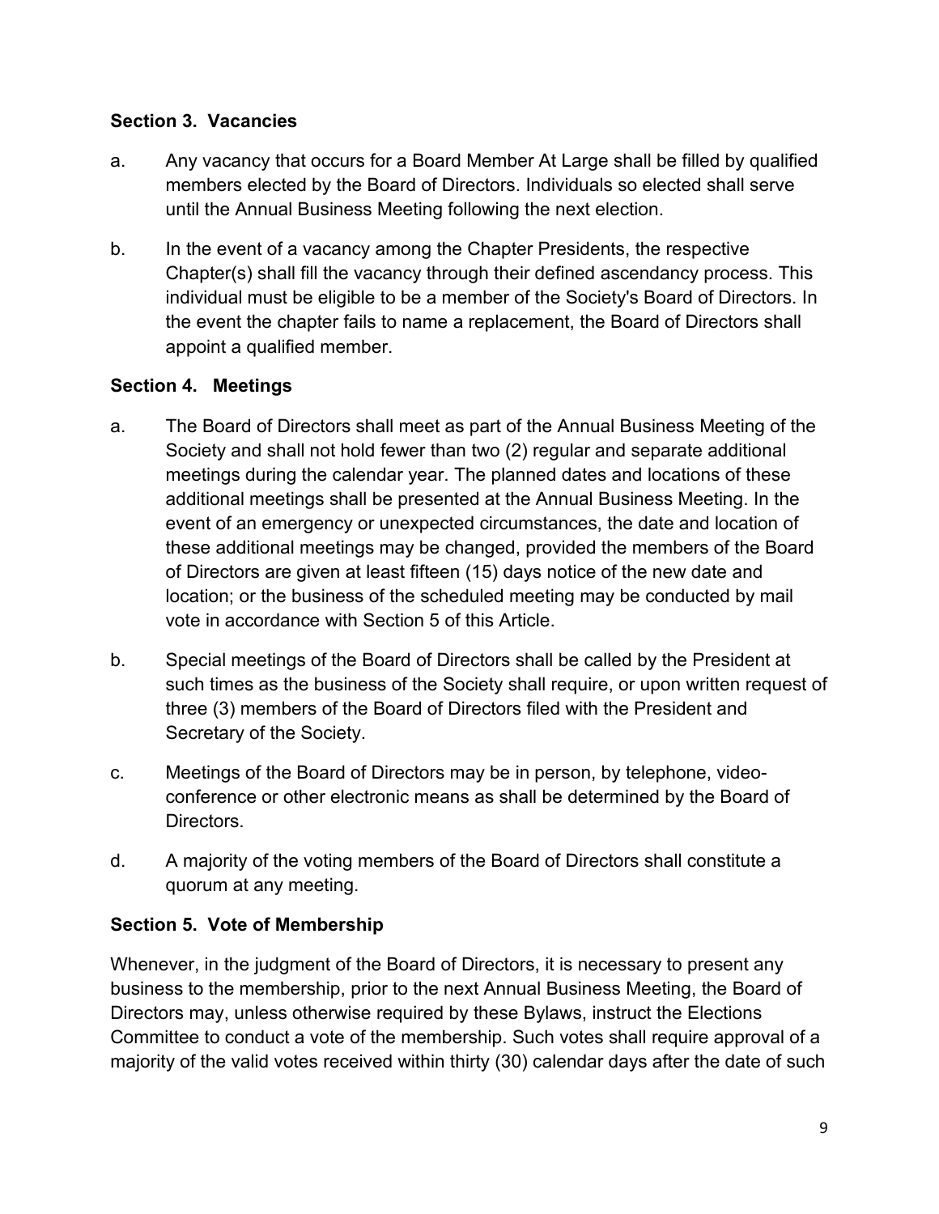### Section 3. Vacancies

a. Any vacancy that occurs for a Board Member At Large shall be filled by qualified members elected by the Board of Directors. Individuals so elected shall serve until the Annual Business Meeting following the next election.

b. In the event of a vacancy among the Chapter Presidents, the respective Chapter(s) shall fill the vacancy through their defined ascendancy process. This individual must be eligible to be a member of the Society's Board of Directors. In the event the chapter fails to name a replacement, the Board of Directors shall appoint a qualified member.

### Section 4. Meetings

a. The Board of Directors shall meet as part of the Annual Business Meeting of the Society and shall not hold fewer than two (2) regular and separate additional meetings during the calendar year. The planned dates and locations of these additional meetings shall be presented at the Annual Business Meeting. In the event of an emergency or unexpected circumstances, the date and location of these additional meetings may be changed, provided the members of the Board of Directors are given at least fifteen (15) days notice of the new date and location; or the business of the scheduled meeting may be conducted by mail vote in accordance with Section 5 of this Article.

b. Special meetings of the Board of Directors shall be called by the President at such times as the business of the Society shall require, or upon written request of three (3) members of the Board of Directors filed with the President and Secretary of the Society.

c. Meetings of the Board of Directors may be in person, by telephone, video-conference or other electronic means as shall be determined by the Board of Directors.

d. A majority of the voting members of the Board of Directors shall constitute a quorum at any meeting.

### Section 5. Vote of Membership

Whenever, in the judgment of the Board of Directors, it is necessary to present any business to the membership, prior to the next Annual Business Meeting, the Board of Directors may, unless otherwise required by these Bylaws, instruct the Elections Committee to conduct a vote of the membership. Such votes shall require approval of a majority of the valid votes received within thirty (30) calendar days after the date of such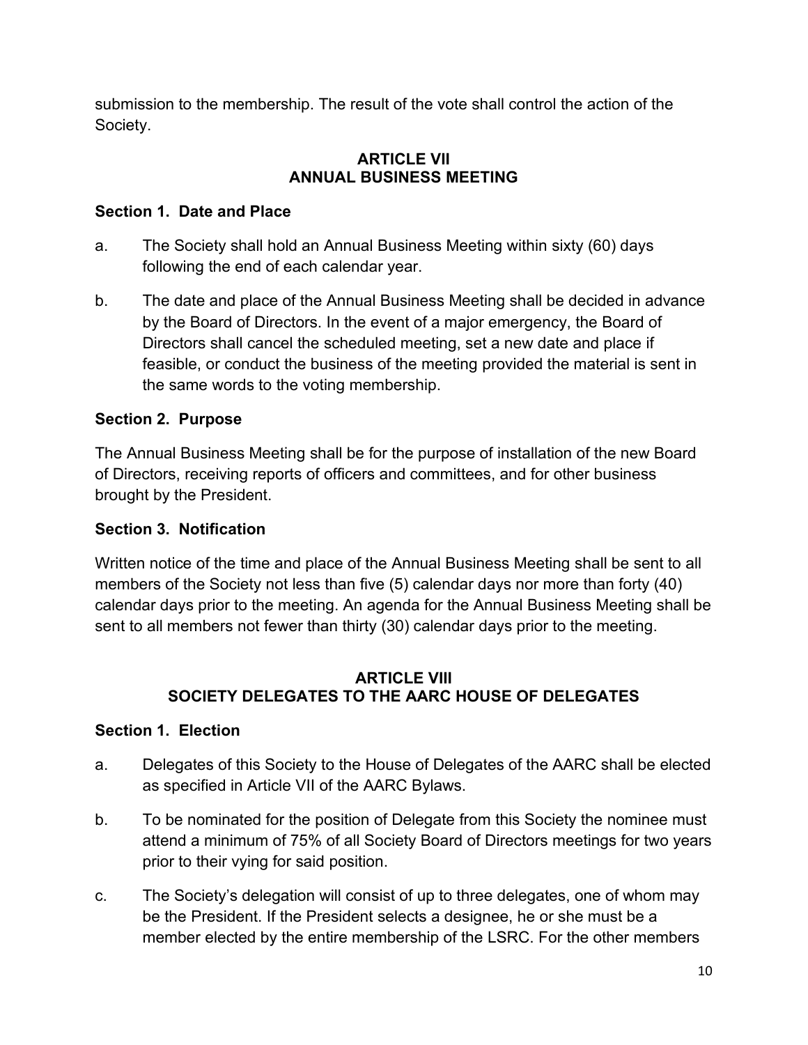submission to the membership. The result of the vote shall control the action of the Society.

## ARTICLE VII
## ANNUAL BUSINESS MEETING

### Section 1. Date and Place

a. The Society shall hold an Annual Business Meeting within sixty (60) days following the end of each calendar year.

b. The date and place of the Annual Business Meeting shall be decided in advance by the Board of Directors. In the event of a major emergency, the Board of Directors shall cancel the scheduled meeting, set a new date and place if feasible, or conduct the business of the meeting provided the material is sent in the same words to the voting membership.

### Section 2. Purpose

The Annual Business Meeting shall be for the purpose of installation of the new Board of Directors, receiving reports of officers and committees, and for other business brought by the President.

### Section 3. Notification

Written notice of the time and place of the Annual Business Meeting shall be sent to all members of the Society not less than five (5) calendar days nor more than forty (40) calendar days prior to the meeting. An agenda for the Annual Business Meeting shall be sent to all members not fewer than thirty (30) calendar days prior to the meeting.

## ARTICLE VIII
## SOCIETY DELEGATES TO THE AARC HOUSE OF DELEGATES

### Section 1. Election

a. Delegates of this Society to the House of Delegates of the AARC shall be elected as specified in Article VII of the AARC Bylaws.

b. To be nominated for the position of Delegate from this Society the nominee must attend a minimum of 75% of all Society Board of Directors meetings for two years prior to their vying for said position.

c. The Society's delegation will consist of up to three delegates, one of whom may be the President. If the President selects a designee, he or she must be a member elected by the entire membership of the LSRC. For the other members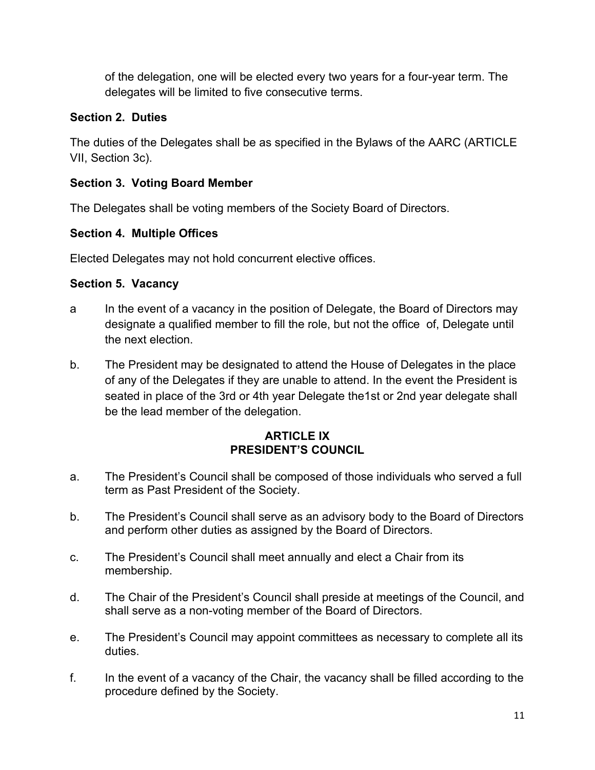of the delegation, one will be elected every two years for a four-year term. The delegates will be limited to five consecutive terms.

**Section 2. Duties**

The duties of the Delegates shall be as specified in the Bylaws of the AARC (ARTICLE VII, Section 3c).

**Section 3. Voting Board Member**

The Delegates shall be voting members of the Society Board of Directors.

**Section 4. Multiple Offices**

Elected Delegates may not hold concurrent elective offices.

**Section 5. Vacancy**

a In the event of a vacancy in the position of Delegate, the Board of Directors may designate a qualified member to fill the role, but not the office of, Delegate until the next election.

b. The President may be designated to attend the House of Delegates in the place of any of the Delegates if they are unable to attend. In the event the President is seated in place of the 3rd or 4th year Delegate the1st or 2nd year delegate shall be the lead member of the delegation.

## ARTICLE IX
## PRESIDENT'S COUNCIL

a. The President's Council shall be composed of those individuals who served a full term as Past President of the Society.

b. The President's Council shall serve as an advisory body to the Board of Directors and perform other duties as assigned by the Board of Directors.

c. The President's Council shall meet annually and elect a Chair from its membership.

d. The Chair of the President's Council shall preside at meetings of the Council, and shall serve as a non-voting member of the Board of Directors.

e. The President's Council may appoint committees as necessary to complete all its duties.

f. In the event of a vacancy of the Chair, the vacancy shall be filled according to the procedure defined by the Society.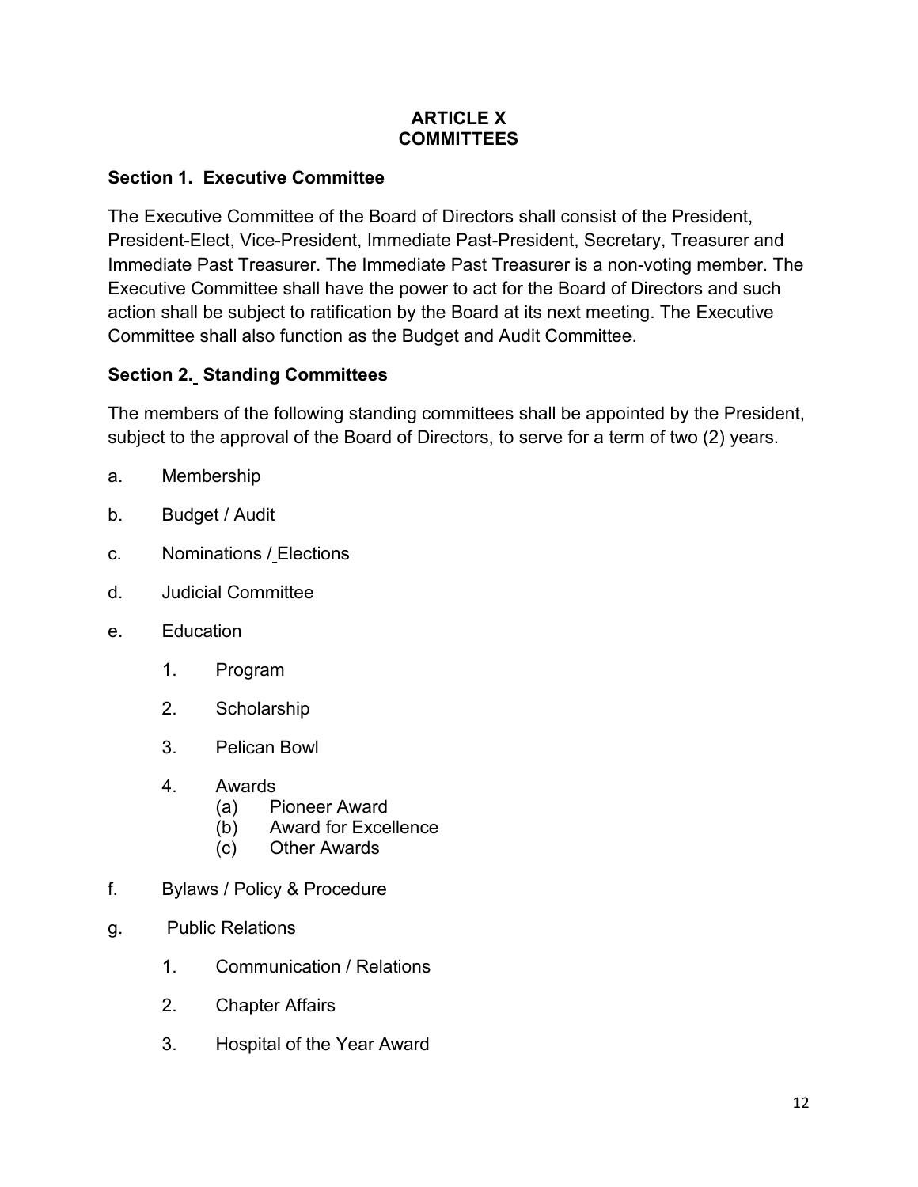# ARTICLE X
# COMMITTEES

### Section 1. Executive Committee

The Executive Committee of the Board of Directors shall consist of the President, President-Elect, Vice-President, Immediate Past-President, Secretary, Treasurer and Immediate Past Treasurer. The Immediate Past Treasurer is a non-voting member. The Executive Committee shall have the power to act for the Board of Directors and such action shall be subject to ratification by the Board at its next meeting. The Executive Committee shall also function as the Budget and Audit Committee.

### Section 2. Standing Committees

The members of the following standing committees shall be appointed by the President, subject to the approval of the Board of Directors, to serve for a term of two (2) years.

a. Membership

b. Budget / Audit

c. Nominations / Elections

d. Judicial Committee

e. Education

    1. Program

    2. Scholarship

    3. Pelican Bowl

    4. Awards
        (a) Pioneer Award
        (b) Award for Excellence
        (c) Other Awards

f. Bylaws / Policy & Procedure

g. Public Relations

    1. Communication / Relations

    2. Chapter Affairs

    3. Hospital of the Year Award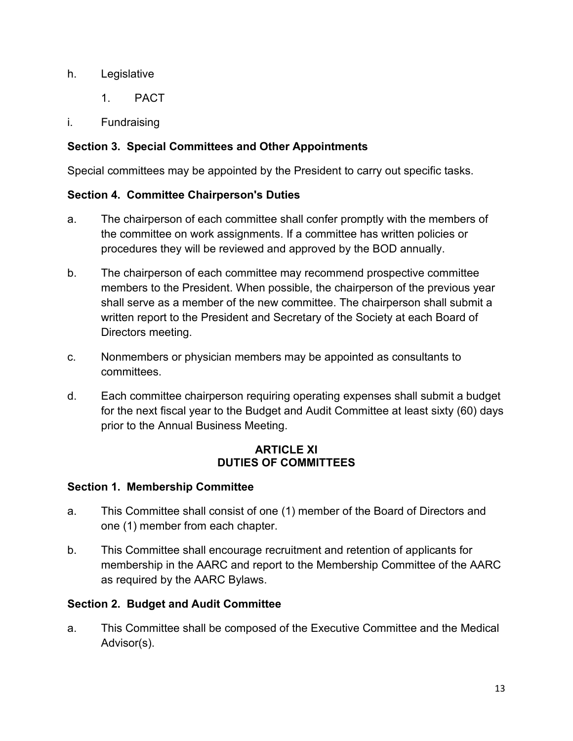h. Legislative

    1. PACT

i. Fundraising

**Section 3. Special Committees and Other Appointments**

Special committees may be appointed by the President to carry out specific tasks.

**Section 4. Committee Chairperson's Duties**

a. The chairperson of each committee shall confer promptly with the members of the committee on work assignments. If a committee has written policies or procedures they will be reviewed and approved by the BOD annually.

b. The chairperson of each committee may recommend prospective committee members to the President. When possible, the chairperson of the previous year shall serve as a member of the new committee. The chairperson shall submit a written report to the President and Secretary of the Society at each Board of Directors meeting.

c. Nonmembers or physician members may be appointed as consultants to committees.

d. Each committee chairperson requiring operating expenses shall submit a budget for the next fiscal year to the Budget and Audit Committee at least sixty (60) days prior to the Annual Business Meeting.

## ARTICLE XI
## DUTIES OF COMMITTEES

**Section 1. Membership Committee**

a. This Committee shall consist of one (1) member of the Board of Directors and one (1) member from each chapter.

b. This Committee shall encourage recruitment and retention of applicants for membership in the AARC and report to the Membership Committee of the AARC as required by the AARC Bylaws.

**Section 2. Budget and Audit Committee**

a. This Committee shall be composed of the Executive Committee and the Medical Advisor(s).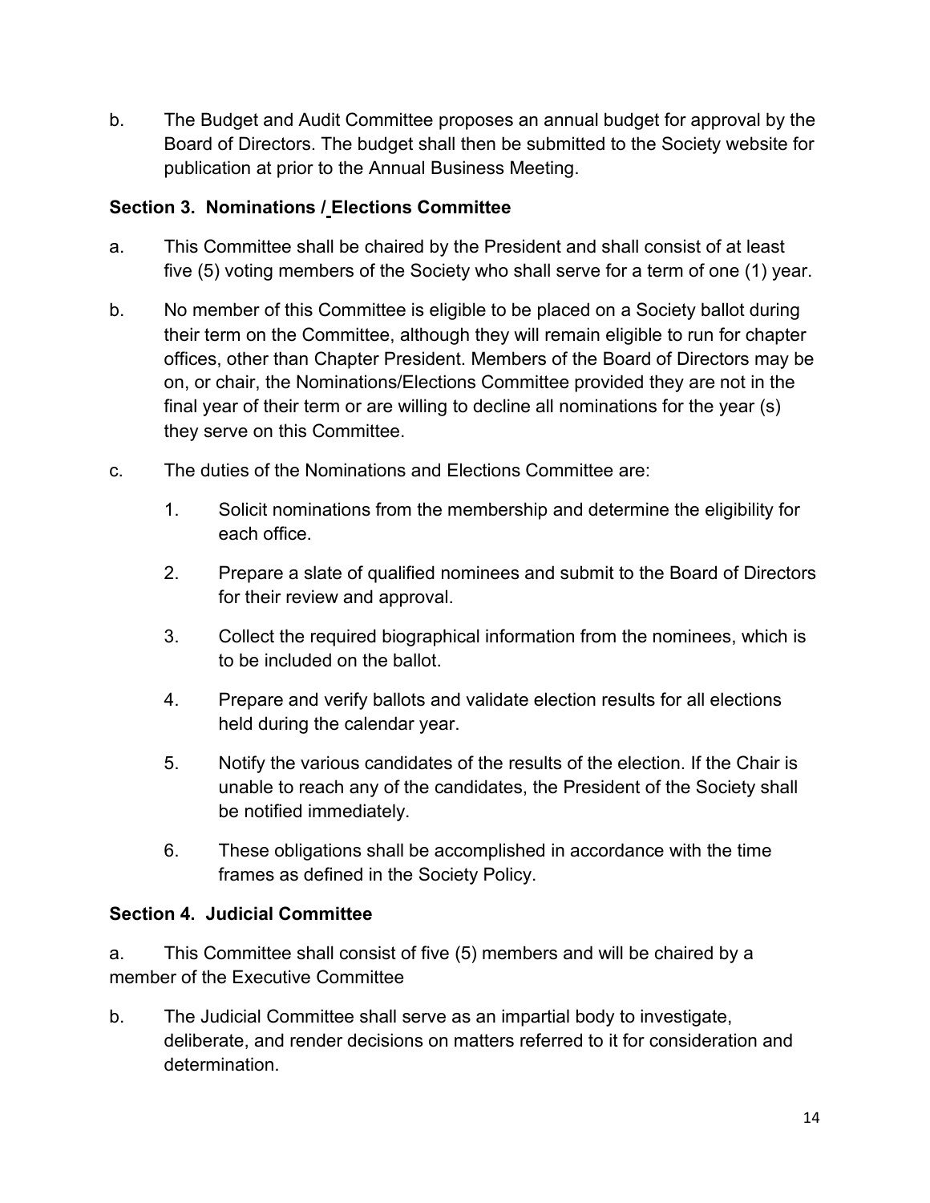b. The Budget and Audit Committee proposes an annual budget for approval by the Board of Directors. The budget shall then be submitted to the Society website for publication at prior to the Annual Business Meeting.

**Section 3. Nominations / Elections Committee**

a. This Committee shall be chaired by the President and shall consist of at least five (5) voting members of the Society who shall serve for a term of one (1) year.

b. No member of this Committee is eligible to be placed on a Society ballot during their term on the Committee, although they will remain eligible to run for chapter offices, other than Chapter President. Members of the Board of Directors may be on, or chair, the Nominations/Elections Committee provided they are not in the final year of their term or are willing to decline all nominations for the year (s) they serve on this Committee.

c. The duties of the Nominations and Elections Committee are:

   1. Solicit nominations from the membership and determine the eligibility for each office.

   2. Prepare a slate of qualified nominees and submit to the Board of Directors for their review and approval.

   3. Collect the required biographical information from the nominees, which is to be included on the ballot.

   4. Prepare and verify ballots and validate election results for all elections held during the calendar year.

   5. Notify the various candidates of the results of the election. If the Chair is unable to reach any of the candidates, the President of the Society shall be notified immediately.

   6. These obligations shall be accomplished in accordance with the time frames as defined in the Society Policy.

**Section 4. Judicial Committee**

a. This Committee shall consist of five (5) members and will be chaired by a member of the Executive Committee

b. The Judicial Committee shall serve as an impartial body to investigate, deliberate, and render decisions on matters referred to it for consideration and determination.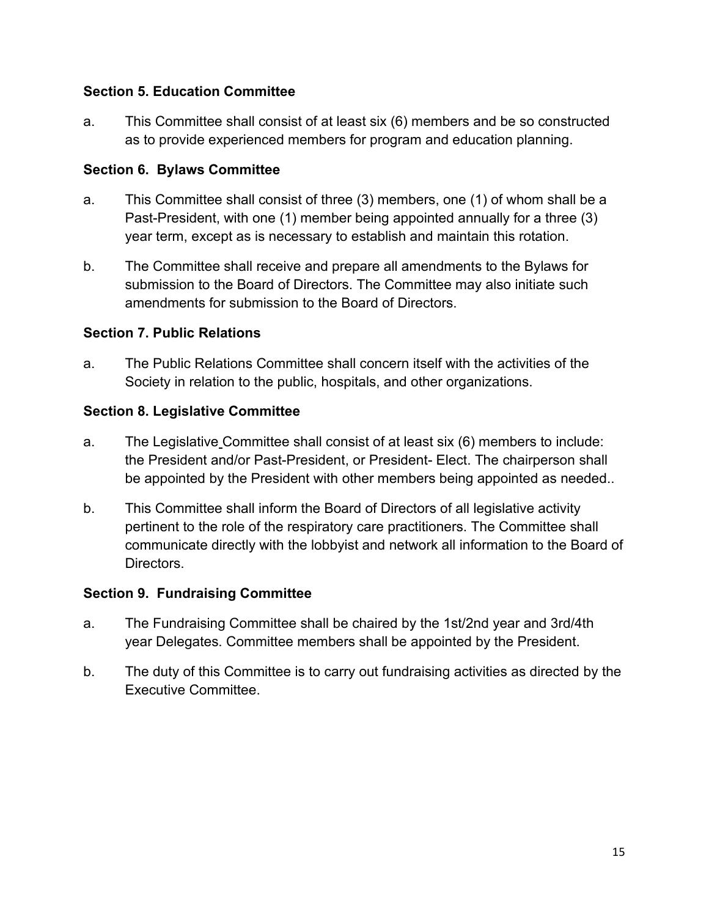**Section 5. Education Committee**

a. This Committee shall consist of at least six (6) members and be so constructed as to provide experienced members for program and education planning.

**Section 6. Bylaws Committee**

a. This Committee shall consist of three (3) members, one (1) of whom shall be a Past-President, with one (1) member being appointed annually for a three (3) year term, except as is necessary to establish and maintain this rotation.

b. The Committee shall receive and prepare all amendments to the Bylaws for submission to the Board of Directors. The Committee may also initiate such amendments for submission to the Board of Directors.

**Section 7. Public Relations**

a. The Public Relations Committee shall concern itself with the activities of the Society in relation to the public, hospitals, and other organizations.

**Section 8. Legislative Committee**

a. The Legislative Committee shall consist of at least six (6) members to include: the President and/or Past-President, or President- Elect. The chairperson shall be appointed by the President with other members being appointed as needed..

b. This Committee shall inform the Board of Directors of all legislative activity pertinent to the role of the respiratory care practitioners. The Committee shall communicate directly with the lobbyist and network all information to the Board of Directors.

**Section 9. Fundraising Committee**

a. The Fundraising Committee shall be chaired by the 1st/2nd year and 3rd/4th year Delegates. Committee members shall be appointed by the President.

b. The duty of this Committee is to carry out fundraising activities as directed by the Executive Committee.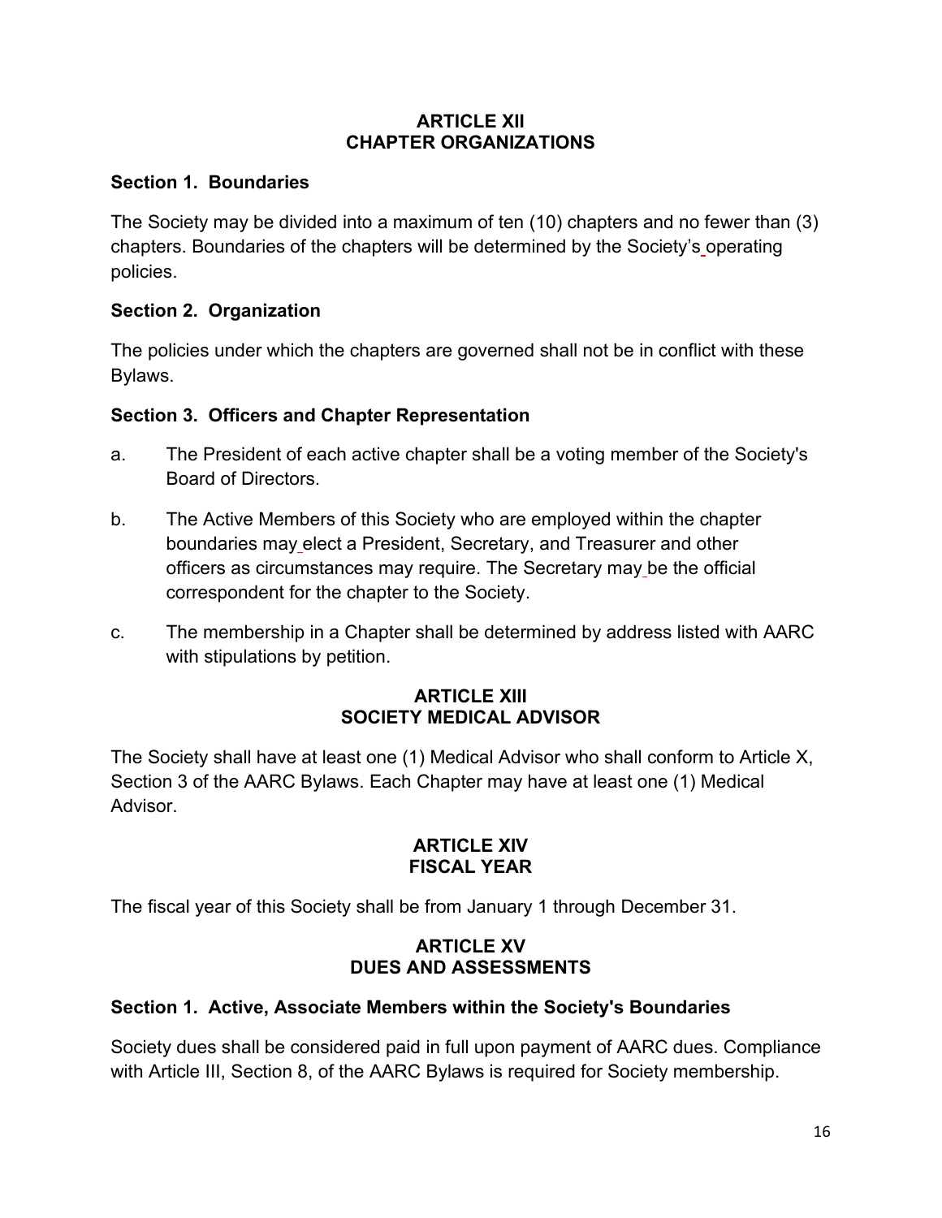## ARTICLE XII
## CHAPTER ORGANIZATIONS

### Section 1. Boundaries

The Society may be divided into a maximum of ten (10) chapters and no fewer than (3) chapters. Boundaries of the chapters will be determined by the Society's operating policies.

### Section 2. Organization

The policies under which the chapters are governed shall not be in conflict with these Bylaws.

### Section 3. Officers and Chapter Representation

a. The President of each active chapter shall be a voting member of the Society's Board of Directors.

b. The Active Members of this Society who are employed within the chapter boundaries may elect a President, Secretary, and Treasurer and other officers as circumstances may require. The Secretary may be the official correspondent for the chapter to the Society.

c. The membership in a Chapter shall be determined by address listed with AARC with stipulations by petition.

## ARTICLE XIII
## SOCIETY MEDICAL ADVISOR

The Society shall have at least one (1) Medical Advisor who shall conform to Article X, Section 3 of the AARC Bylaws. Each Chapter may have at least one (1) Medical Advisor.

## ARTICLE XIV
## FISCAL YEAR

The fiscal year of this Society shall be from January 1 through December 31.

## ARTICLE XV
## DUES AND ASSESSMENTS

### Section 1. Active, Associate Members within the Society's Boundaries

Society dues shall be considered paid in full upon payment of AARC dues. Compliance with Article III, Section 8, of the AARC Bylaws is required for Society membership.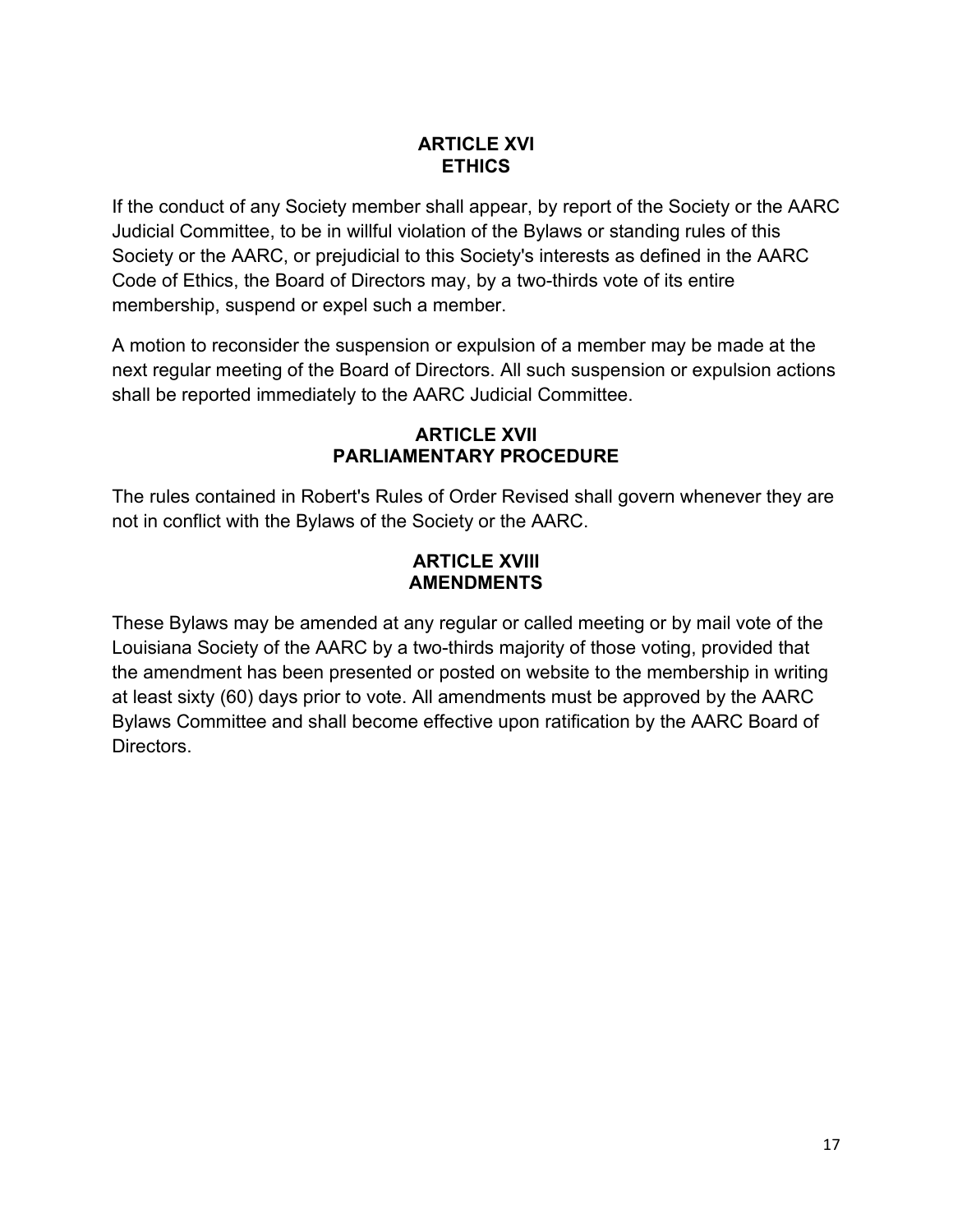## ARTICLE XVI
## ETHICS

If the conduct of any Society member shall appear, by report of the Society or the AARC Judicial Committee, to be in willful violation of the Bylaws or standing rules of this Society or the AARC, or prejudicial to this Society's interests as defined in the AARC Code of Ethics, the Board of Directors may, by a two-thirds vote of its entire membership, suspend or expel such a member.

A motion to reconsider the suspension or expulsion of a member may be made at the next regular meeting of the Board of Directors. All such suspension or expulsion actions shall be reported immediately to the AARC Judicial Committee.

## ARTICLE XVII
## PARLIAMENTARY PROCEDURE

The rules contained in Robert's Rules of Order Revised shall govern whenever they are not in conflict with the Bylaws of the Society or the AARC.

## ARTICLE XVIII
## AMENDMENTS

These Bylaws may be amended at any regular or called meeting or by mail vote of the Louisiana Society of the AARC by a two-thirds majority of those voting, provided that the amendment has been presented or posted on website to the membership in writing at least sixty (60) days prior to vote. All amendments must be approved by the AARC Bylaws Committee and shall become effective upon ratification by the AARC Board of Directors.